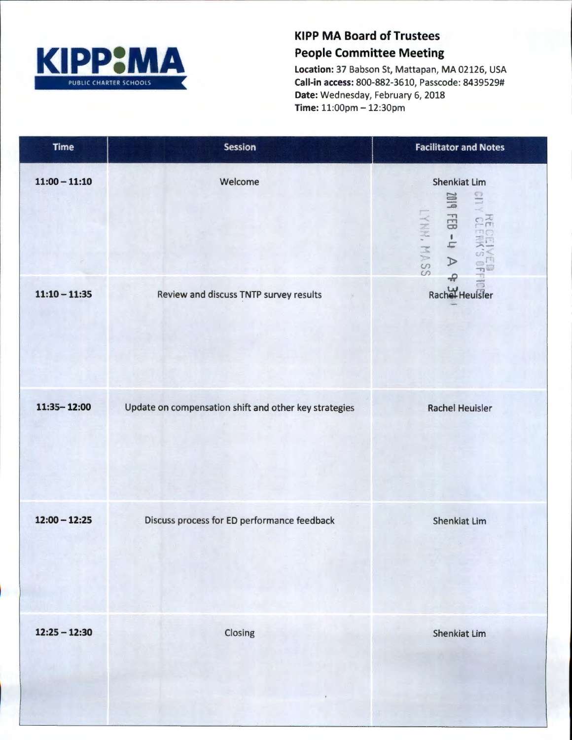KIPP MA
PUBLIC CHARTER SCHOOLS

# KIPP MA Board of Trustees
## People Committee Meeting

**Location:** 37 Babson St, Mattapan, MA 02126, USA
**Call-in access:** 800-882-3610, Passcode: 8439529#
**Date:** Wednesday, February 6, 2018
**Time:** 11:00pm – 12:30pm

| Time | Session | Facilitator and Notes |
|---|---|---|
| 11:00 – 11:10 | Welcome | Shenkiat Lim |
| 11:10 – 11:35 | Review and discuss TNTP survey results | Rachel Heuisler |
| 11:35– 12:00 | Update on compensation shift and other key strategies | Rachel Heuisler |
| 12:00 – 12:25 | Discuss process for ED performance feedback | Shenkiat Lim |
| 12:25 – 12:30 | Closing | Shenkiat Lim |

RECEIVED
CITY CLERK'S OFFICE
2019 FEB -4 A 9:3
LYNN, MASS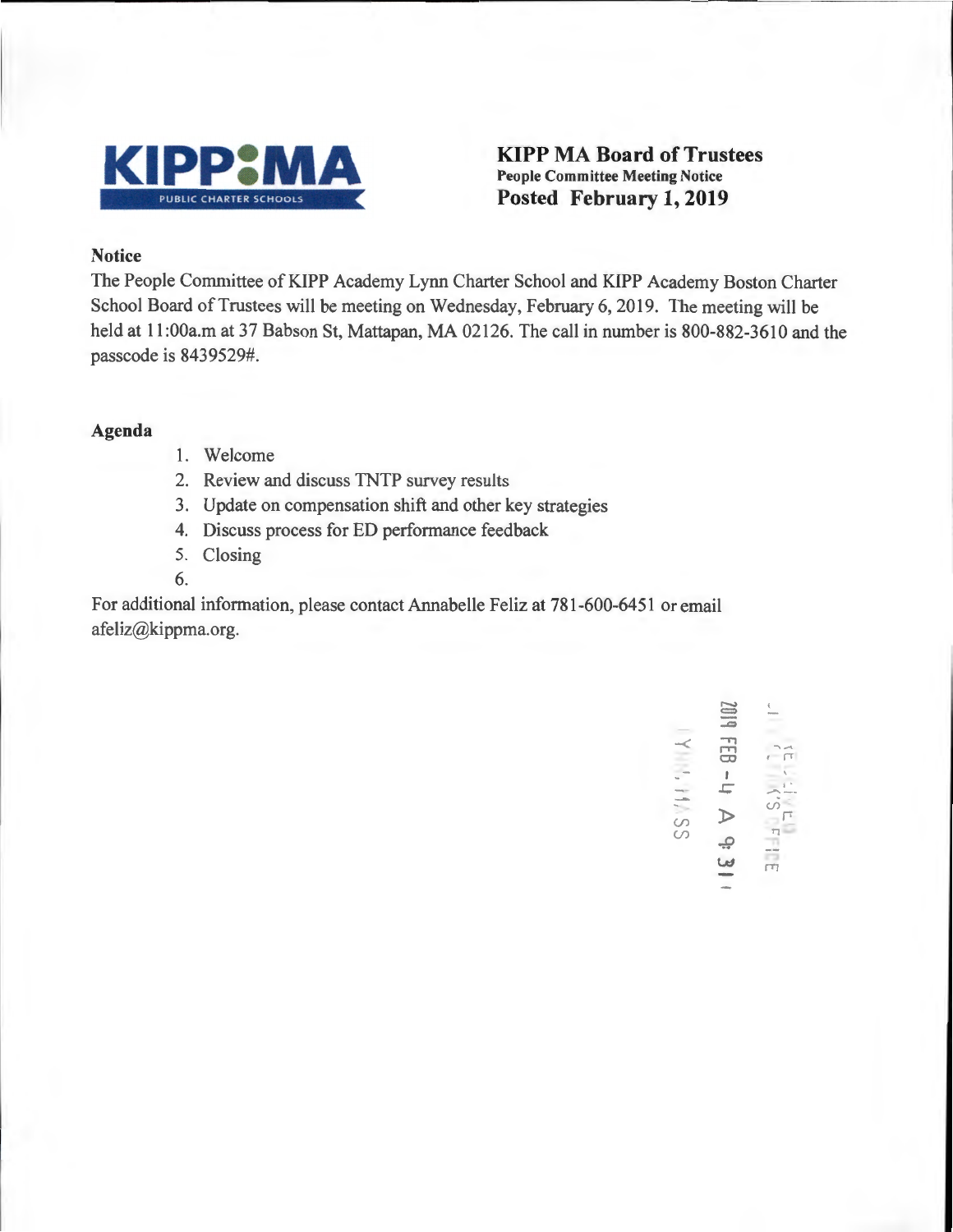KIPP MA PUBLIC CHARTER SCHOOLS

**KIPP MA Board of Trustees**
**People Committee Meeting Notice**
**Posted February 1, 2019**

### Notice

The People Committee of KIPP Academy Lynn Charter School and KIPP Academy Boston Charter School Board of Trustees will be meeting on Wednesday, February 6, 2019. The meeting will be held at 11:00a.m at 37 Babson St, Mattapan, MA 02126. The call in number is 800-882-3610 and the passcode is 8439529#.

### Agenda

1. Welcome
2. Review and discuss TNTP survey results
3. Update on compensation shift and other key strategies
4. Discuss process for ED performance feedback
5. Closing
6.

For additional information, please contact Annabelle Feliz at 781-600-6451 or email afeliz@kippma.org.

RECEIVED
CITY CLERK'S OFFICE
2019 FEB -4 A 9:31
LYNN, MASS